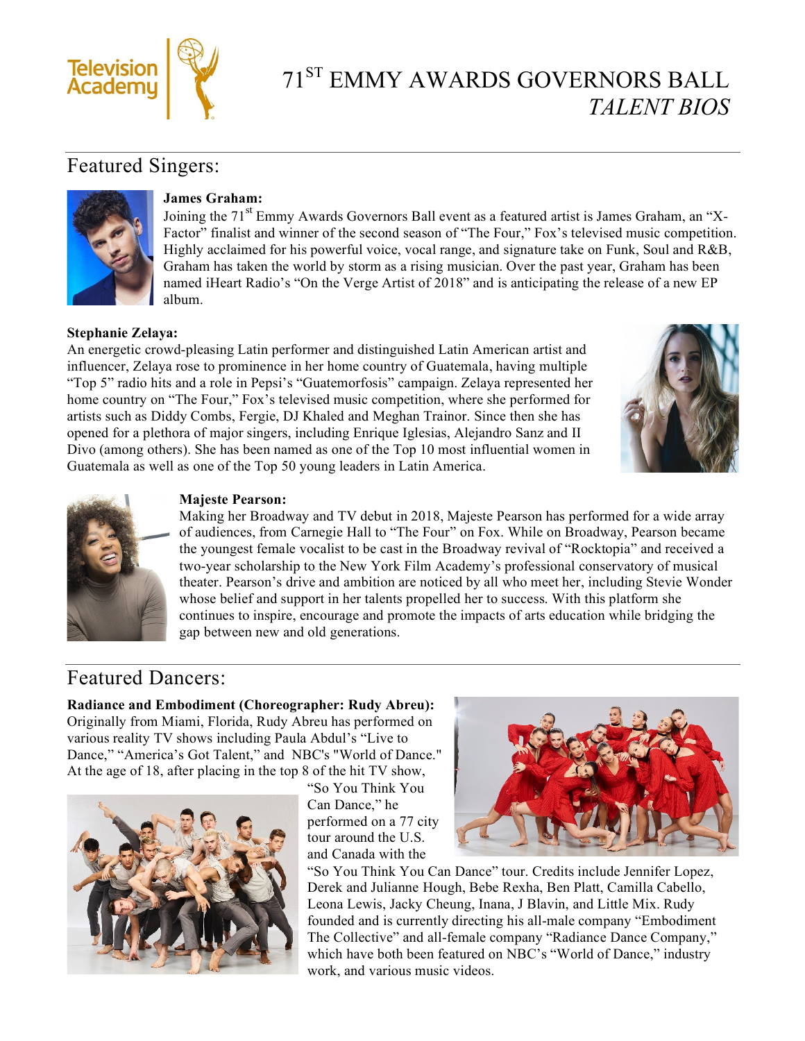# 71[ST] EMMY AWARDS GOVERNORS BALL
## *TALENT BIOS*

## Featured Singers:

**James Graham:**
Joining the 71[st] Emmy Awards Governors Ball event as a featured artist is James Graham, an "X-Factor" finalist and winner of the second season of "The Four," Fox's televised music competition. Highly acclaimed for his powerful voice, vocal range, and signature take on Funk, Soul and R&B, Graham has taken the world by storm as a rising musician. Over the past year, Graham has been named iHeart Radio's "On the Verge Artist of 2018" and is anticipating the release of a new EP album.

**Stephanie Zelaya:**
An energetic crowd-pleasing Latin performer and distinguished Latin American artist and influencer, Zelaya rose to prominence in her home country of Guatemala, having multiple "Top 5" radio hits and a role in Pepsi's "Guatemorfosis" campaign. Zelaya represented her home country on "The Four," Fox's televised music competition, where she performed for artists such as Diddy Combs, Fergie, DJ Khaled and Meghan Trainor. Since then she has opened for a plethora of major singers, including Enrique Iglesias, Alejandro Sanz and Il Divo (among others). She has been named as one of the Top 10 most influential women in Guatemala as well as one of the Top 50 young leaders in Latin America.

**Majeste Pearson:**
Making her Broadway and TV debut in 2018, Majeste Pearson has performed for a wide array of audiences, from Carnegie Hall to "The Four" on Fox. While on Broadway, Pearson became the youngest female vocalist to be cast in the Broadway revival of "Rocktopia" and received a two-year scholarship to the New York Film Academy's professional conservatory of musical theater. Pearson's drive and ambition are noticed by all who meet her, including Stevie Wonder whose belief and support in her talents propelled her to success. With this platform she continues to inspire, encourage and promote the impacts of arts education while bridging the gap between new and old generations.

## Featured Dancers:

**Radiance and Embodiment (Choreographer: Rudy Abreu):**
Originally from Miami, Florida, Rudy Abreu has performed on various reality TV shows including Paula Abdul's "Live to Dance," "America's Got Talent," and NBC's "World of Dance." At the age of 18, after placing in the top 8 of the hit TV show, "So You Think You Can Dance," he performed on a 77 city tour around the U.S. and Canada with the "So You Think You Can Dance" tour. Credits include Jennifer Lopez, Derek and Julianne Hough, Bebe Rexha, Ben Platt, Camilla Cabello, Leona Lewis, Jacky Cheung, Inana, J Blavin, and Little Mix. Rudy founded and is currently directing his all-male company "Embodiment The Collective" and all-female company "Radiance Dance Company," which have both been featured on NBC's "World of Dance," industry work, and various music videos.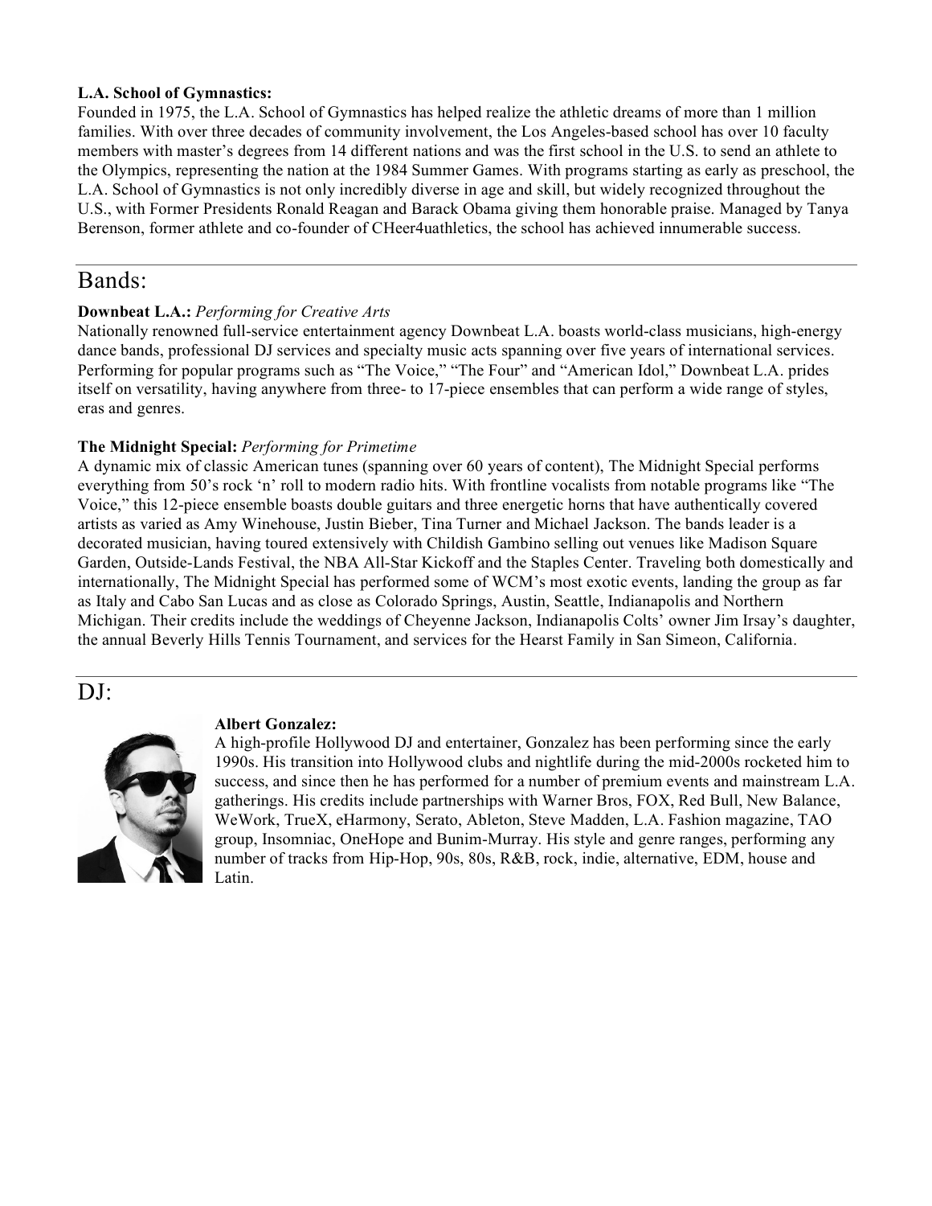**L.A. School of Gymnastics:**
Founded in 1975, the L.A. School of Gymnastics has helped realize the athletic dreams of more than 1 million families. With over three decades of community involvement, the Los Angeles-based school has over 10 faculty members with master's degrees from 14 different nations and was the first school in the U.S. to send an athlete to the Olympics, representing the nation at the 1984 Summer Games. With programs starting as early as preschool, the L.A. School of Gymnastics is not only incredibly diverse in age and skill, but widely recognized throughout the U.S., with Former Presidents Ronald Reagan and Barack Obama giving them honorable praise. Managed by Tanya Berenson, former athlete and co-founder of CHeer4uathletics, the school has achieved innumerable success.

---

## Bands:

**Downbeat L.A.:** *Performing for Creative Arts*
Nationally renowned full-service entertainment agency Downbeat L.A. boasts world-class musicians, high-energy dance bands, professional DJ services and specialty music acts spanning over five years of international services. Performing for popular programs such as "The Voice," "The Four" and "American Idol," Downbeat L.A. prides itself on versatility, having anywhere from three- to 17-piece ensembles that can perform a wide range of styles, eras and genres.

**The Midnight Special:** *Performing for Primetime*
A dynamic mix of classic American tunes (spanning over 60 years of content), The Midnight Special performs everything from 50's rock 'n' roll to modern radio hits. With frontline vocalists from notable programs like "The Voice," this 12-piece ensemble boasts double guitars and three energetic horns that have authentically covered artists as varied as Amy Winehouse, Justin Bieber, Tina Turner and Michael Jackson. The bands leader is a decorated musician, having toured extensively with Childish Gambino selling out venues like Madison Square Garden, Outside-Lands Festival, the NBA All-Star Kickoff and the Staples Center. Traveling both domestically and internationally, The Midnight Special has performed some of WCM's most exotic events, landing the group as far as Italy and Cabo San Lucas and as close as Colorado Springs, Austin, Seattle, Indianapolis and Northern Michigan. Their credits include the weddings of Cheyenne Jackson, Indianapolis Colts' owner Jim Irsay's daughter, the annual Beverly Hills Tennis Tournament, and services for the Hearst Family in San Simeon, California.

---

## DJ:

**Albert Gonzalez:**
A high-profile Hollywood DJ and entertainer, Gonzalez has been performing since the early 1990s. His transition into Hollywood clubs and nightlife during the mid-2000s rocketed him to success, and since then he has performed for a number of premium events and mainstream L.A. gatherings. His credits include partnerships with Warner Bros, FOX, Red Bull, New Balance, WeWork, TrueX, eHarmony, Serato, Ableton, Steve Madden, L.A. Fashion magazine, TAO group, Insomniac, OneHope and Bunim-Murray. His style and genre ranges, performing any number of tracks from Hip-Hop, 90s, 80s, R&B, rock, indie, alternative, EDM, house and Latin.